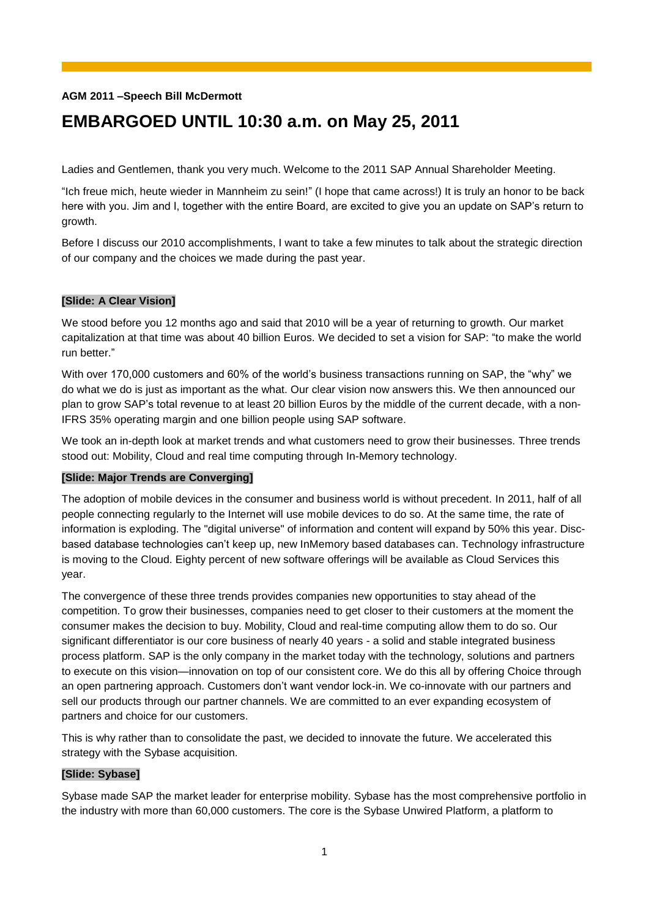**AGM 2011 –Speech Bill McDermott**

# EMBARGOED UNTIL 10:30 a.m. on May 25, 2011

Ladies and Gentlemen, thank you very much. Welcome to the 2011 SAP Annual Shareholder Meeting.

"Ich freue mich, heute wieder in Mannheim zu sein!" (I hope that came across!) It is truly an honor to be back here with you. Jim and I, together with the entire Board, are excited to give you an update on SAP's return to growth.

Before I discuss our 2010 accomplishments, I want to take a few minutes to talk about the strategic direction of our company and the choices we made during the past year.

**[Slide: A Clear Vision]**

We stood before you 12 months ago and said that 2010 will be a year of returning to growth. Our market capitalization at that time was about 40 billion Euros. We decided to set a vision for SAP: "to make the world run better."

With over 170,000 customers and 60% of the world's business transactions running on SAP, the "why" we do what we do is just as important as the what. Our clear vision now answers this. We then announced our plan to grow SAP's total revenue to at least 20 billion Euros by the middle of the current decade, with a non-IFRS 35% operating margin and one billion people using SAP software.

We took an in-depth look at market trends and what customers need to grow their businesses. Three trends stood out: Mobility, Cloud and real time computing through In-Memory technology.

**[Slide: Major Trends are Converging]**

The adoption of mobile devices in the consumer and business world is without precedent. In 2011, half of all people connecting regularly to the Internet will use mobile devices to do so. At the same time, the rate of information is exploding. The "digital universe" of information and content will expand by 50% this year. Disc-based database technologies can't keep up, new InMemory based databases can. Technology infrastructure is moving to the Cloud. Eighty percent of new software offerings will be available as Cloud Services this year.

The convergence of these three trends provides companies new opportunities to stay ahead of the competition. To grow their businesses, companies need to get closer to their customers at the moment the consumer makes the decision to buy. Mobility, Cloud and real-time computing allow them to do so. Our significant differentiator is our core business of nearly 40 years - a solid and stable integrated business process platform. SAP is the only company in the market today with the technology, solutions and partners to execute on this vision—innovation on top of our consistent core. We do this all by offering Choice through an open partnering approach. Customers don't want vendor lock-in. We co-innovate with our partners and sell our products through our partner channels. We are committed to an ever expanding ecosystem of partners and choice for our customers.

This is why rather than to consolidate the past, we decided to innovate the future. We accelerated this strategy with the Sybase acquisition.

**[Slide: Sybase]**

Sybase made SAP the market leader for enterprise mobility. Sybase has the most comprehensive portfolio in the industry with more than 60,000 customers. The core is the Sybase Unwired Platform, a platform to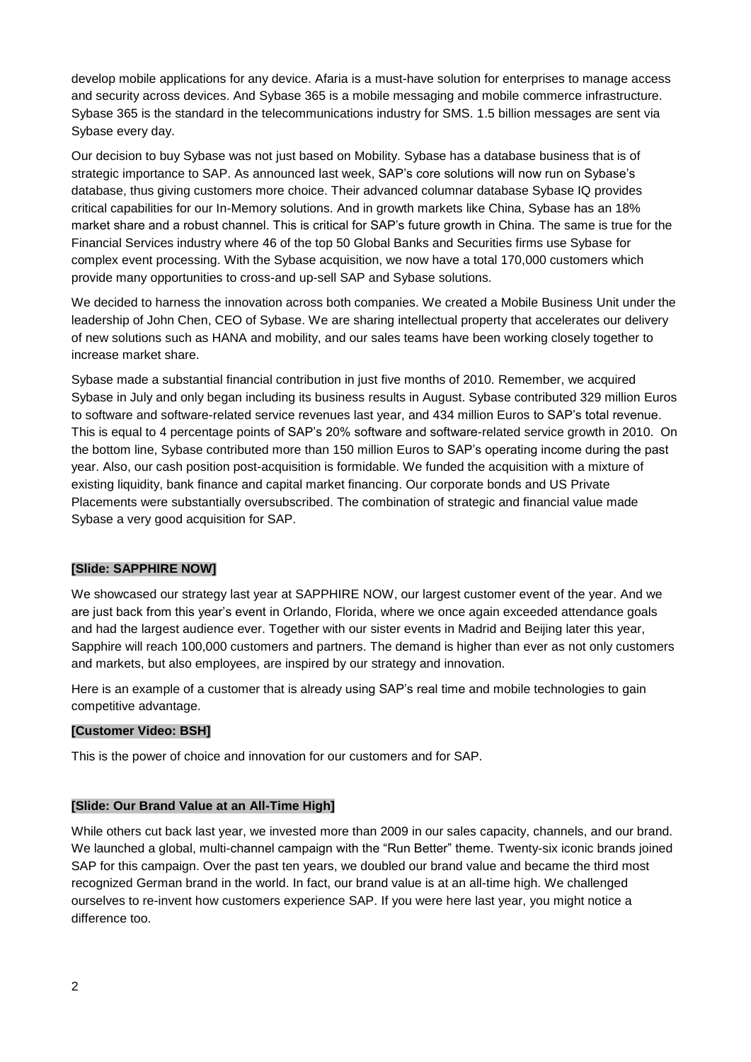develop mobile applications for any device. Afaria is a must-have solution for enterprises to manage access and security across devices. And Sybase 365 is a mobile messaging and mobile commerce infrastructure. Sybase 365 is the standard in the telecommunications industry for SMS. 1.5 billion messages are sent via Sybase every day.

Our decision to buy Sybase was not just based on Mobility. Sybase has a database business that is of strategic importance to SAP. As announced last week, SAP's core solutions will now run on Sybase's database, thus giving customers more choice. Their advanced columnar database Sybase IQ provides critical capabilities for our In-Memory solutions. And in growth markets like China, Sybase has an 18% market share and a robust channel. This is critical for SAP's future growth in China. The same is true for the Financial Services industry where 46 of the top 50 Global Banks and Securities firms use Sybase for complex event processing. With the Sybase acquisition, we now have a total 170,000 customers which provide many opportunities to cross-and up-sell SAP and Sybase solutions.

We decided to harness the innovation across both companies. We created a Mobile Business Unit under the leadership of John Chen, CEO of Sybase. We are sharing intellectual property that accelerates our delivery of new solutions such as HANA and mobility, and our sales teams have been working closely together to increase market share.

Sybase made a substantial financial contribution in just five months of 2010. Remember, we acquired Sybase in July and only began including its business results in August. Sybase contributed 329 million Euros to software and software-related service revenues last year, and 434 million Euros to SAP's total revenue. This is equal to 4 percentage points of SAP's 20% software and software-related service growth in 2010. On the bottom line, Sybase contributed more than 150 million Euros to SAP's operating income during the past year. Also, our cash position post-acquisition is formidable. We funded the acquisition with a mixture of existing liquidity, bank finance and capital market financing. Our corporate bonds and US Private Placements were substantially oversubscribed. The combination of strategic and financial value made Sybase a very good acquisition for SAP.

**[Slide: SAPPHIRE NOW]**

We showcased our strategy last year at SAPPHIRE NOW, our largest customer event of the year. And we are just back from this year's event in Orlando, Florida, where we once again exceeded attendance goals and had the largest audience ever. Together with our sister events in Madrid and Beijing later this year, Sapphire will reach 100,000 customers and partners. The demand is higher than ever as not only customers and markets, but also employees, are inspired by our strategy and innovation.

Here is an example of a customer that is already using SAP's real time and mobile technologies to gain competitive advantage.

**[Customer Video: BSH]**

This is the power of choice and innovation for our customers and for SAP.

**[Slide: Our Brand Value at an All-Time High]**

While others cut back last year, we invested more than 2009 in our sales capacity, channels, and our brand. We launched a global, multi-channel campaign with the "Run Better" theme. Twenty-six iconic brands joined SAP for this campaign. Over the past ten years, we doubled our brand value and became the third most recognized German brand in the world. In fact, our brand value is at an all-time high. We challenged ourselves to re-invent how customers experience SAP. If you were here last year, you might notice a difference too.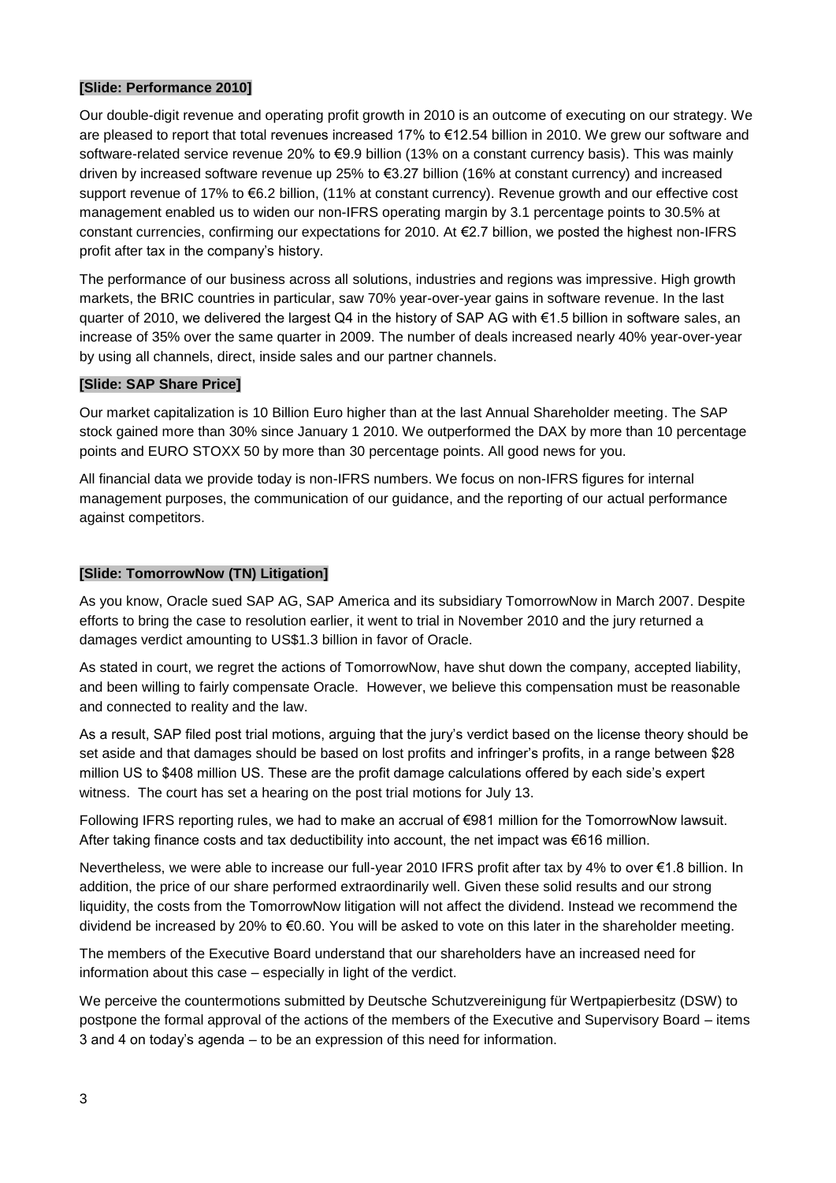**[Slide: Performance 2010]**

Our double-digit revenue and operating profit growth in 2010 is an outcome of executing on our strategy. We are pleased to report that total revenues increased 17% to €12.54 billion in 2010. We grew our software and software-related service revenue 20% to €9.9 billion (13% on a constant currency basis). This was mainly driven by increased software revenue up 25% to €3.27 billion (16% at constant currency) and increased support revenue of 17% to €6.2 billion, (11% at constant currency). Revenue growth and our effective cost management enabled us to widen our non-IFRS operating margin by 3.1 percentage points to 30.5% at constant currencies, confirming our expectations for 2010. At €2.7 billion, we posted the highest non-IFRS profit after tax in the company's history.

The performance of our business across all solutions, industries and regions was impressive. High growth markets, the BRIC countries in particular, saw 70% year-over-year gains in software revenue. In the last quarter of 2010, we delivered the largest Q4 in the history of SAP AG with €1.5 billion in software sales, an increase of 35% over the same quarter in 2009. The number of deals increased nearly 40% year-over-year by using all channels, direct, inside sales and our partner channels.

**[Slide: SAP Share Price]**

Our market capitalization is 10 Billion Euro higher than at the last Annual Shareholder meeting. The SAP stock gained more than 30% since January 1 2010. We outperformed the DAX by more than 10 percentage points and EURO STOXX 50 by more than 30 percentage points. All good news for you.

All financial data we provide today is non-IFRS numbers. We focus on non-IFRS figures for internal management purposes, the communication of our guidance, and the reporting of our actual performance against competitors.

**[Slide: TomorrowNow (TN) Litigation]**

As you know, Oracle sued SAP AG, SAP America and its subsidiary TomorrowNow in March 2007. Despite efforts to bring the case to resolution earlier, it went to trial in November 2010 and the jury returned a damages verdict amounting to US$1.3 billion in favor of Oracle.

As stated in court, we regret the actions of TomorrowNow, have shut down the company, accepted liability, and been willing to fairly compensate Oracle. However, we believe this compensation must be reasonable and connected to reality and the law.

As a result, SAP filed post trial motions, arguing that the jury's verdict based on the license theory should be set aside and that damages should be based on lost profits and infringer's profits, in a range between $28 million US to $408 million US. These are the profit damage calculations offered by each side's expert witness. The court has set a hearing on the post trial motions for July 13.

Following IFRS reporting rules, we had to make an accrual of €981 million for the TomorrowNow lawsuit. After taking finance costs and tax deductibility into account, the net impact was €616 million.

Nevertheless, we were able to increase our full-year 2010 IFRS profit after tax by 4% to over €1.8 billion. In addition, the price of our share performed extraordinarily well. Given these solid results and our strong liquidity, the costs from the TomorrowNow litigation will not affect the dividend. Instead we recommend the dividend be increased by 20% to €0.60. You will be asked to vote on this later in the shareholder meeting.

The members of the Executive Board understand that our shareholders have an increased need for information about this case – especially in light of the verdict.

We perceive the countermotions submitted by Deutsche Schutzvereinigung für Wertpapierbesitz (DSW) to postpone the formal approval of the actions of the members of the Executive and Supervisory Board – items 3 and 4 on today's agenda – to be an expression of this need for information.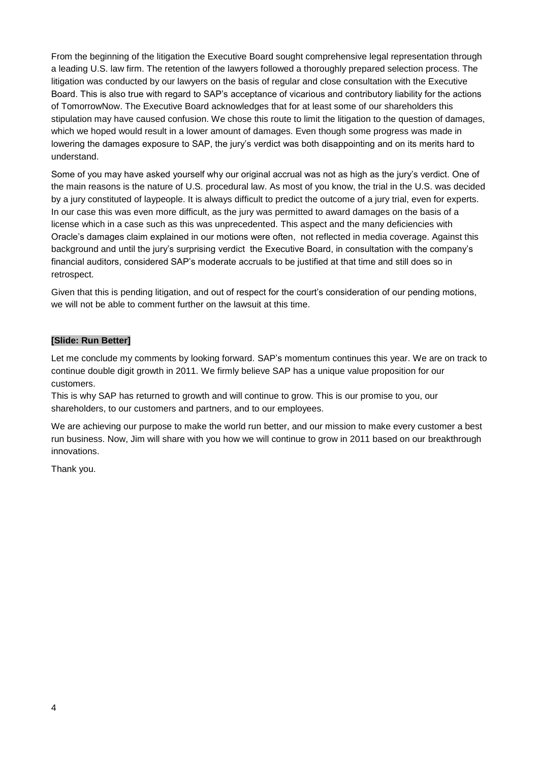From the beginning of the litigation the Executive Board sought comprehensive legal representation through a leading U.S. law firm. The retention of the lawyers followed a thoroughly prepared selection process. The litigation was conducted by our lawyers on the basis of regular and close consultation with the Executive Board. This is also true with regard to SAP's acceptance of vicarious and contributory liability for the actions of TomorrowNow. The Executive Board acknowledges that for at least some of our shareholders this stipulation may have caused confusion. We chose this route to limit the litigation to the question of damages, which we hoped would result in a lower amount of damages. Even though some progress was made in lowering the damages exposure to SAP, the jury's verdict was both disappointing and on its merits hard to understand.

Some of you may have asked yourself why our original accrual was not as high as the jury's verdict. One of the main reasons is the nature of U.S. procedural law. As most of you know, the trial in the U.S. was decided by a jury constituted of laypeople. It is always difficult to predict the outcome of a jury trial, even for experts. In our case this was even more difficult, as the jury was permitted to award damages on the basis of a license which in a case such as this was unprecedented. This aspect and the many deficiencies with Oracle's damages claim explained in our motions were often, not reflected in media coverage. Against this background and until the jury's surprising verdict the Executive Board, in consultation with the company's financial auditors, considered SAP's moderate accruals to be justified at that time and still does so in retrospect.

Given that this is pending litigation, and out of respect for the court's consideration of our pending motions, we will not be able to comment further on the lawsuit at this time.

**[Slide: Run Better]**

Let me conclude my comments by looking forward. SAP's momentum continues this year. We are on track to continue double digit growth in 2011. We firmly believe SAP has a unique value proposition for our customers.
This is why SAP has returned to growth and will continue to grow. This is our promise to you, our shareholders, to our customers and partners, and to our employees.

We are achieving our purpose to make the world run better, and our mission to make every customer a best run business. Now, Jim will share with you how we will continue to grow in 2011 based on our breakthrough innovations.

Thank you.